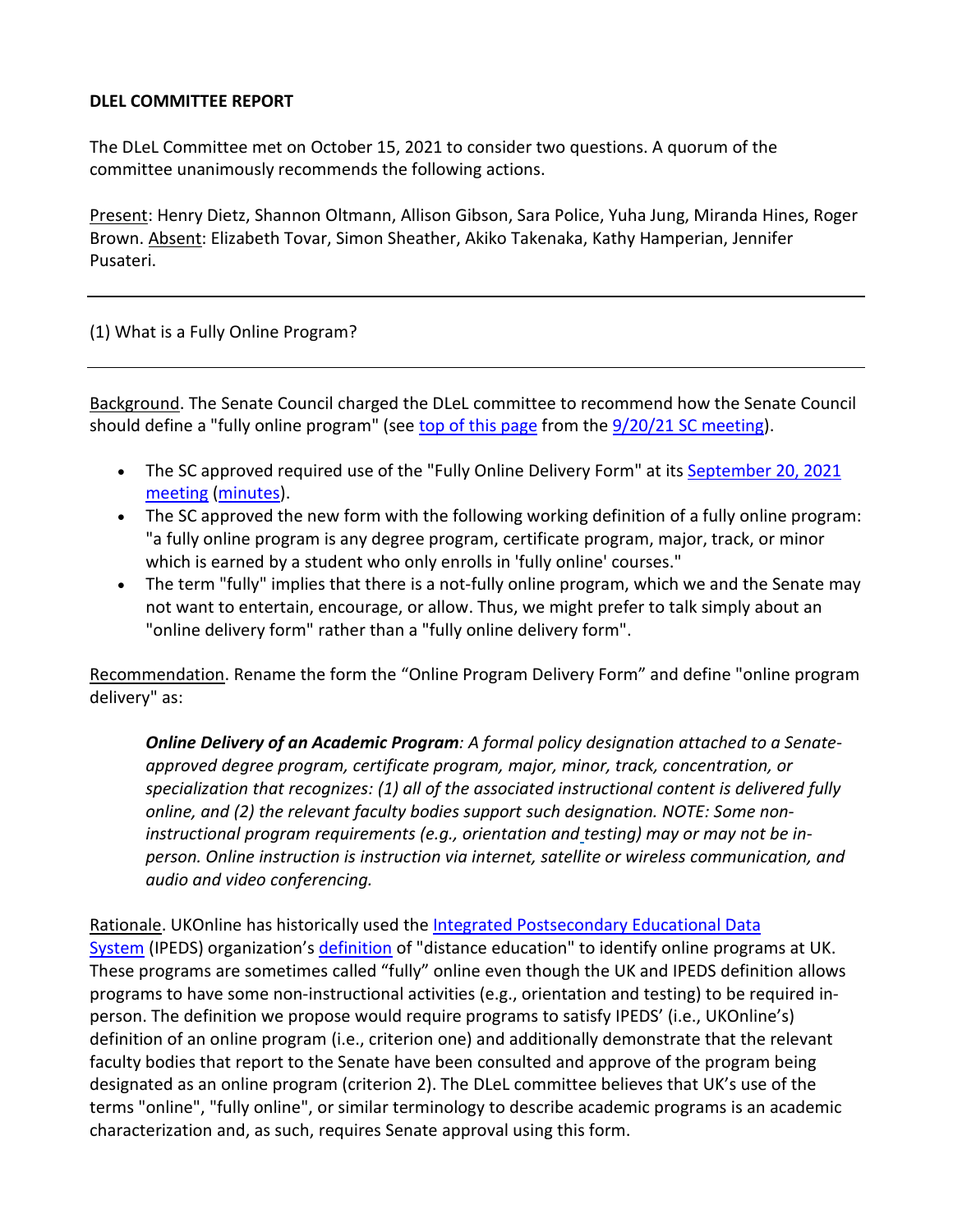**DLEL COMMITTEE REPORT**

The DLeL Committee met on October 15, 2021 to consider two questions. A quorum of the committee unanimously recommends the following actions.

Present: Henry Dietz, Shannon Oltmann, Allison Gibson, Sara Police, Yuha Jung, Miranda Hines, Roger Brown. Absent: Elizabeth Tovar, Simon Sheather, Akiko Takenaka, Kathy Hamperian, Jennifer Pusateri.

---

(1) What is a Fully Online Program?

---

Background. The Senate Council charged the DLeL committee to recommend how the Senate Council should define a "fully online program" (see top of this page from the 9/20/21 SC meeting).

- The SC approved required use of the "Fully Online Delivery Form" at its September 20, 2021 meeting (minutes).
- The SC approved the new form with the following working definition of a fully online program: "a fully online program is any degree program, certificate program, major, track, or minor which is earned by a student who only enrolls in 'fully online' courses."
- The term "fully" implies that there is a not-fully online program, which we and the Senate may not want to entertain, encourage, or allow. Thus, we might prefer to talk simply about an "online delivery form" rather than a "fully online delivery form".

Recommendation. Rename the form the "Online Program Delivery Form" and define "online program delivery" as:

> ***Online Delivery of an Academic Program****: A formal policy designation attached to a Senate-approved degree program, certificate program, major, minor, track, concentration, or specialization that recognizes: (1) all of the associated instructional content is delivered fully online, and (2) the relevant faculty bodies support such designation. NOTE: Some non-instructional program requirements (e.g., orientation and testing) may or may not be in-person. Online instruction is instruction via internet, satellite or wireless communication, and audio and video conferencing.*

Rationale. UKOnline has historically used the Integrated Postsecondary Educational Data System (IPEDS) organization's definition of "distance education" to identify online programs at UK. These programs are sometimes called "fully" online even though the UK and IPEDS definition allows programs to have some non-instructional activities (e.g., orientation and testing) to be required in-person. The definition we propose would require programs to satisfy IPEDS' (i.e., UKOnline's) definition of an online program (i.e., criterion one) and additionally demonstrate that the relevant faculty bodies that report to the Senate have been consulted and approve of the program being designated as an online program (criterion 2). The DLeL committee believes that UK's use of the terms "online", "fully online", or similar terminology to describe academic programs is an academic characterization and, as such, requires Senate approval using this form.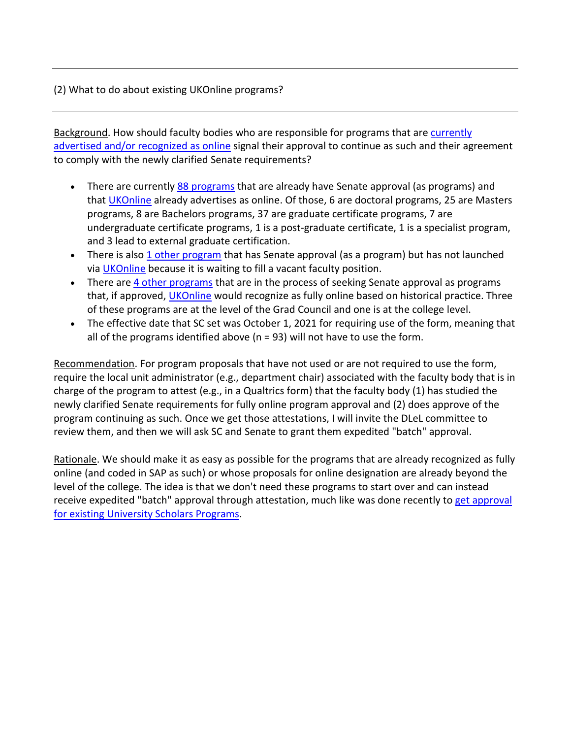---

(2) What to do about existing UKOnline programs?

---

Background. How should faculty bodies who are responsible for programs that are currently advertised and/or recognized as online signal their approval to continue as such and their agreement to comply with the newly clarified Senate requirements?

- There are currently 88 programs that are already have Senate approval (as programs) and that UKOnline already advertises as online. Of those, 6 are doctoral programs, 25 are Masters programs, 8 are Bachelors programs, 37 are graduate certificate programs, 7 are undergraduate certificate programs, 1 is a post-graduate certificate, 1 is a specialist program, and 3 lead to external graduate certification.
- There is also 1 other program that has Senate approval (as a program) but has not launched via UKOnline because it is waiting to fill a vacant faculty position.
- There are 4 other programs that are in the process of seeking Senate approval as programs that, if approved, UKOnline would recognize as fully online based on historical practice. Three of these programs are at the level of the Grad Council and one is at the college level.
- The effective date that SC set was October 1, 2021 for requiring use of the form, meaning that all of the programs identified above (n = 93) will not have to use the form.

Recommendation. For program proposals that have not used or are not required to use the form, require the local unit administrator (e.g., department chair) associated with the faculty body that is in charge of the program to attest (e.g., in a Qualtrics form) that the faculty body (1) has studied the newly clarified Senate requirements for fully online program approval and (2) does approve of the program continuing as such. Once we get those attestations, I will invite the DLeL committee to review them, and then we will ask SC and Senate to grant them expedited "batch" approval.

Rationale. We should make it as easy as possible for the programs that are already recognized as fully online (and coded in SAP as such) or whose proposals for online designation are already beyond the level of the college. The idea is that we don't need these programs to start over and can instead receive expedited "batch" approval through attestation, much like was done recently to get approval for existing University Scholars Programs.